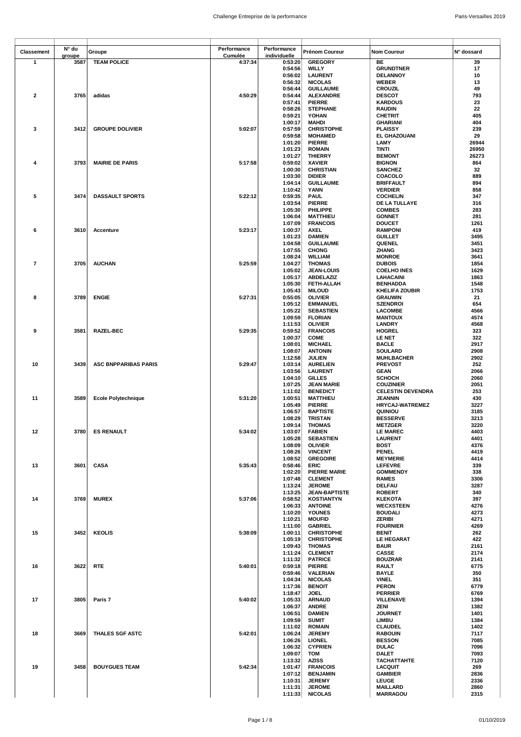| Classement | N° du groupe | Groupe | Performance Cumulée | Performance individuelle | Prénom Coureur | Nom Coureur | N° dossard |
|---|---|---|---|---|---|---|---|
| 1 | 3587 | TEAM POLICE | 4:37:34 | 0:53:20 | GREGORY | BE | 39 |
| | | | | 0:54:56 | WILLY | GRUNDTNER | 17 |
| | | | | 0:56:02 | LAURENT | DELANNOY | 10 |
| | | | | 0:56:32 | NICOLAS | WEBER | 13 |
| | | | | 0:56:44 | GUILLAUME | CROUZIL | 49 |
| 2 | 3765 | adidas | 4:50:29 | 0:54:44 | ALEXANDRE | DESCOT | 793 |
| | | | | 0:57:41 | PIERRE | KARDOUS | 23 |
| | | | | 0:58:26 | STEPHANE | RAUDIN | 22 |
| | | | | 0:59:21 | YOHAN | CHETRIT | 405 |
| | | | | 1:00:17 | MAHDI | GHARIANI | 404 |
| 3 | 3412 | GROUPE DOLIVIER | 5:02:07 | 0:57:59 | CHRISTOPHE | PLAISSY | 239 |
| | | | | 0:59:58 | MOHAMED | EL GHAZOUANI | 29 |
| | | | | 1:01:20 | PIERRE | LAMY | 26944 |
| | | | | 1:01:23 | ROMAIN | TINTI | 26950 |
| | | | | 1:01:27 | THIERRY | BEMONT | 26273 |
| 4 | 3793 | MAIRIE DE PARIS | 5:17:58 | 0:59:02 | XAVIER | BIGNON | 864 |
| | | | | 1:00:30 | CHRISTIAN | SANCHEZ | 32 |
| | | | | 1:03:30 | DIDIER | COACOLO | 889 |
| | | | | 1:04:14 | GUILLAUME | BRIFFAULT | 894 |
| | | | | 1:10:42 | YANN | VERDIER | 858 |
| 5 | 3474 | DASSAULT SPORTS | 5:22:12 | 0:59:35 | PAUL | COCHELIN | 347 |
| | | | | 1:03:54 | PIERRE | DE LA TULLAYE | 316 |
| | | | | 1:05:30 | PHILIPPE | COMBES | 283 |
| | | | | 1:06:04 | MATTHIEU | GONNET | 281 |
| | | | | 1:07:09 | FRANCOIS | DOUCET | 1261 |
| 6 | 3610 | Accenture | 5:23:17 | 1:00:37 | AXEL | RAMPONI | 419 |
| | | | | 1:01:23 | DAMIEN | GUILLET | 3495 |
| | | | | 1:04:58 | GUILLAUME | QUENEL | 3451 |
| | | | | 1:07:55 | CHONG | ZHANG | 3423 |
| | | | | 1:08:24 | WILLIAM | MONROE | 3641 |
| 7 | 3705 | AUCHAN | 5:25:59 | 1:04:27 | THOMAS | DUBOIS | 1854 |
| | | | | 1:05:02 | JEAN-LOUIS | COELHO INES | 1629 |
| | | | | 1:05:17 | ABDELAZIZ | LAHACAINI | 1863 |
| | | | | 1:05:30 | FETH-ALLAH | BENHADDA | 1548 |
| | | | | 1:05:43 | MILOUD | KHELIFA ZOUBIR | 1753 |
| 8 | 3789 | ENGIE | 5:27:31 | 0:55:05 | OLIVIER | GRAUWIN | 21 |
| | | | | 1:05:12 | EMMANUEL | SZENDROI | 654 |
| | | | | 1:05:22 | SEBASTIEN | LACOMBE | 4566 |
| | | | | 1:09:59 | FLORIAN | MANTOUX | 4574 |
| | | | | 1:11:53 | OLIVIER | LANDRY | 4568 |
| 9 | 3581 | RAZEL-BEC | 5:29:35 | 0:59:52 | FRANCOIS | HOGREL | 323 |
| | | | | 1:00:37 | COME | LE NET | 322 |
| | | | | 1:08:01 | MICHAEL | BACLE | 2917 |
| | | | | 1:08:07 | ANTONIN | SOULARD | 2908 |
| | | | | 1:12:58 | JULIEN | MUHLBACHER | 2902 |
| 10 | 3439 | ASC BNPPARIBAS PARIS | 5:29:47 | 1:03:14 | AURELIEN | PREVOST | 252 |
| | | | | 1:03:56 | LAURENT | GEAN | 2066 |
| | | | | 1:04:10 | GILLES | SCHOCH | 2060 |
| | | | | 1:07:25 | JEAN MARIE | COUZINIER | 2051 |
| | | | | 1:11:02 | BENEDICT | CELESTIN DEVENDRA | 253 |
| 11 | 3589 | Ecole Polytechnique | 5:31:20 | 1:00:51 | MATTHIEU | JEANNIN | 430 |
| | | | | 1:05:49 | PIERRE | HRYCAJ-WATREMEZ | 3227 |
| | | | | 1:06:57 | BAPTISTE | QUINIOU | 3185 |
| | | | | 1:08:29 | TRISTAN | BESSERVE | 3213 |
| | | | | 1:09:14 | THOMAS | METZGER | 3220 |
| 12 | 3780 | ES RENAULT | 5:34:02 | 1:03:07 | FABIEN | LE MAREC | 4403 |
| | | | | 1:05:28 | SEBASTIEN | LAURENT | 4401 |
| | | | | 1:08:09 | OLIVIER | BOST | 4376 |
| | | | | 1:08:26 | VINCENT | PENEL | 4419 |
| | | | | 1:08:52 | GREGOIRE | MEYMERIE | 4414 |
| 13 | 3601 | CASA | 5:35:43 | 0:58:46 | ERIC | LEFEVRE | 339 |
| | | | | 1:02:20 | PIERRE MARIE | GOMMENDY | 338 |
| | | | | 1:07:48 | CLEMENT | RAMES | 3306 |
| | | | | 1:13:24 | JEROME | DELFAU | 3287 |
| | | | | 1:13:25 | JEAN-BAPTISTE | ROBERT | 340 |
| 14 | 3769 | MUREX | 5:37:06 | 0:58:52 | KOSTIANTYN | KLEKOTA | 397 |
| | | | | 1:06:33 | ANTOINE | WECXSTEEN | 4276 |
| | | | | 1:10:20 | YOUNES | BOUDALI | 4273 |
| | | | | 1:10:21 | MOUFID | ZERIBI | 4271 |
| | | | | 1:11:00 | GABRIEL | FOURNIER | 4269 |
| 15 | 3452 | KEOLIS | 5:38:09 | 1:00:11 | CHRISTOPHE | BENIT | 262 |
| | | | | 1:05:19 | CHRISTOPHE | LE HEGARAT | 422 |
| | | | | 1:09:43 | THOMAS | BAUR | 2161 |
| | | | | 1:11:24 | CLEMENT | CASSE | 2174 |
| | | | | 1:11:32 | PATRICE | BOUZRAR | 2141 |
| 16 | 3622 | RTE | 5:40:01 | 0:59:18 | PIERRE | RAULT | 6775 |
| | | | | 0:59:46 | VALERIAN | BAYLE | 350 |
| | | | | 1:04:34 | NICOLAS | VINEL | 351 |
| | | | | 1:17:36 | BENOIT | PERON | 6779 |
| | | | | 1:18:47 | JOEL | PERRIER | 6769 |
| 17 | 3805 | Paris 7 | 5:40:02 | 1:05:33 | ARNAUD | VILLENAVE | 1394 |
| | | | | 1:06:37 | ANDRE | ZENI | 1382 |
| | | | | 1:06:51 | DAMIEN | JOURNET | 1401 |
| | | | | 1:09:59 | SUMIT | LIMBU | 1384 |
| | | | | 1:11:02 | ROMAIN | CLAUDEL | 1402 |
| 18 | 3669 | THALES SGF ASTC | 5:42:01 | 1:06:24 | JEREMY | RABOUIN | 7117 |
| | | | | 1:06:26 | LIONEL | BESSON | 7085 |
| | | | | 1:06:32 | CYPRIEN | DULAC | 7096 |
| | | | | 1:09:07 | TOM | DALET | 7093 |
| | | | | 1:13:32 | AZISS | TACHATTAHTE | 7120 |
| 19 | 3458 | BOUYGUES TEAM | 5:42:34 | 1:01:47 | FRANCOIS | LACQUIT | 269 |
| | | | | 1:07:12 | BENJAMIN | GAMBIER | 2836 |
| | | | | 1:10:31 | JEREMY | LEUGE | 2336 |
| | | | | 1:11:31 | JEROME | MAILLARD | 2860 |
| | | | | 1:11:33 | NICOLAS | MARRAGOU | 2315 |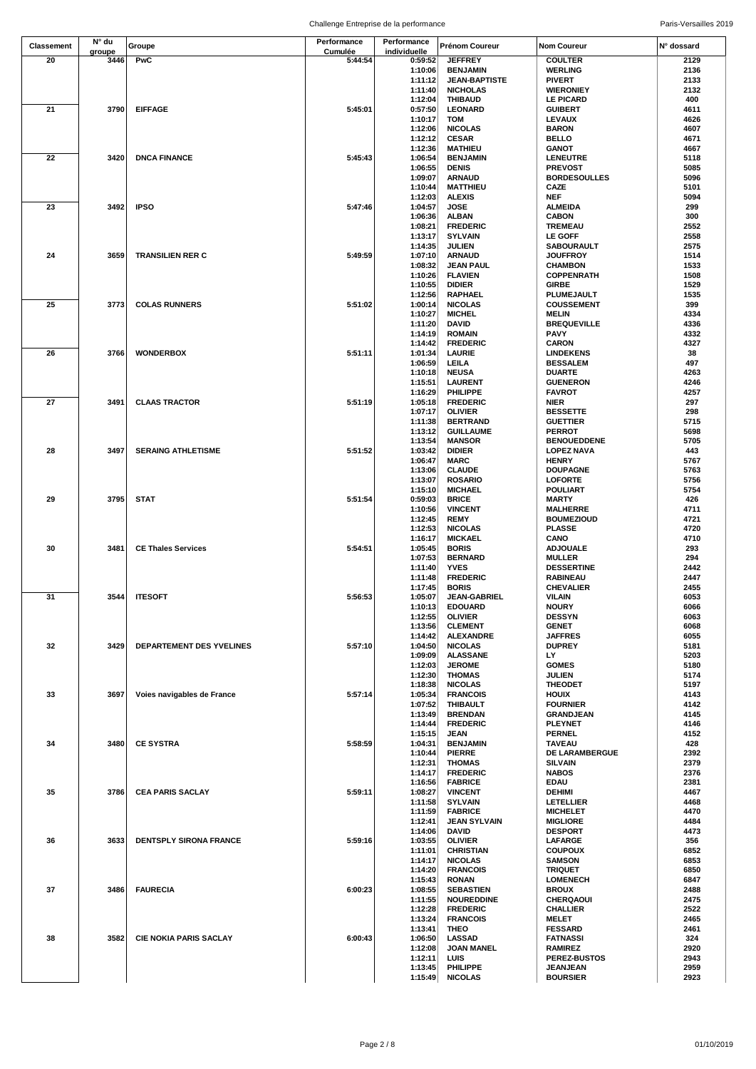| Classement | N° du groupe | Groupe | Performance Cumulée | Performance individuelle | Prénom Coureur | Nom Coureur | N° dossard |
|---|---|---|---|---|---|---|---|
| 20 | 3446 | PwC | 5:44:54 | 0:59:52 | JEFFREY | COULTER | 2129 |
| | | | | 1:10:06 | BENJAMIN | WERLING | 2136 |
| | | | | 1:11:12 | JEAN-BAPTISTE | PIVERT | 2133 |
| | | | | 1:11:40 | NICHOLAS | WIERONIEY | 2132 |
| | | | | 1:12:04 | THIBAUD | LE PICARD | 400 |
| 21 | 3790 | EIFFAGE | 5:45:01 | 0:57:50 | LEONARD | GUIBERT | 4611 |
| | | | | 1:10:17 | TOM | LEVAUX | 4626 |
| | | | | 1:12:06 | NICOLAS | BARON | 4607 |
| | | | | 1:12:12 | CESAR | BELLO | 4671 |
| | | | | 1:12:36 | MATHIEU | GANOT | 4667 |
| 22 | 3420 | DNCA FINANCE | 5:45:43 | 1:06:54 | BENJAMIN | LENEUTRE | 5118 |
| | | | | 1:06:55 | DENIS | PREVOST | 5085 |
| | | | | 1:09:07 | ARNAUD | BORDESOULLES | 5096 |
| | | | | 1:10:44 | MATTHIEU | CAZE | 5101 |
| | | | | 1:12:03 | ALEXIS | NEF | 5094 |
| 23 | 3492 | IPSO | 5:47:46 | 1:04:57 | JOSE | ALMEIDA | 299 |
| | | | | 1:06:36 | ALBAN | CABON | 300 |
| | | | | 1:08:21 | FREDERIC | TREMEAU | 2552 |
| | | | | 1:13:17 | SYLVAIN | LE GOFF | 2558 |
| | | | | 1:14:35 | JULIEN | SABOURAULT | 2575 |
| 24 | 3659 | TRANSILIEN RER C | 5:49:59 | 1:07:10 | ARNAUD | JOUFFROY | 1514 |
| | | | | 1:08:32 | JEAN PAUL | CHAMBON | 1533 |
| | | | | 1:10:26 | FLAVIEN | COPPENRATH | 1508 |
| | | | | 1:10:55 | DIDIER | GIRBE | 1529 |
| | | | | 1:12:56 | RAPHAEL | PLUMEJAULT | 1535 |
| 25 | 3773 | COLAS RUNNERS | 5:51:02 | 1:00:14 | NICOLAS | COUSSEMENT | 399 |
| | | | | 1:10:27 | MICHEL | MELIN | 4334 |
| | | | | 1:11:20 | DAVID | BREQUEVILLE | 4336 |
| | | | | 1:14:19 | ROMAIN | PAVY | 4332 |
| | | | | 1:14:42 | FREDERIC | CARON | 4327 |
| 26 | 3766 | WONDERBOX | 5:51:11 | 1:01:34 | LAURIE | LINDEKENS | 38 |
| | | | | 1:06:59 | LEILA | BESSALEM | 497 |
| | | | | 1:10:18 | NEUSA | DUARTE | 4263 |
| | | | | 1:15:51 | LAURENT | GUENERON | 4246 |
| | | | | 1:16:29 | PHILIPPE | FAVROT | 4257 |
| 27 | 3491 | CLAAS TRACTOR | 5:51:19 | 1:05:18 | FREDERIC | NIER | 297 |
| | | | | 1:07:17 | OLIVIER | BESSETTE | 298 |
| | | | | 1:11:38 | BERTRAND | GUETTIER | 5715 |
| | | | | 1:13:12 | GUILLAUME | PERROT | 5698 |
| | | | | 1:13:54 | MANSOR | BENOUEDDENE | 5705 |
| 28 | 3497 | SERAING ATHLETISME | 5:51:52 | 1:03:42 | DIDIER | LOPEZ NAVA | 443 |
| | | | | 1:06:47 | MARC | HENRY | 5767 |
| | | | | 1:13:06 | CLAUDE | DOUPAGNE | 5763 |
| | | | | 1:13:07 | ROSARIO | LOFORTE | 5756 |
| | | | | 1:15:10 | MICHAEL | POULIART | 5754 |
| 29 | 3795 | STAT | 5:51:54 | 0:59:03 | BRICE | MARTY | 426 |
| | | | | 1:10:56 | VINCENT | MALHERRE | 4711 |
| | | | | 1:12:45 | REMY | BOUMEZIOUD | 4721 |
| | | | | 1:12:53 | NICOLAS | PLASSE | 4720 |
| | | | | 1:16:17 | MICKAEL | CANO | 4710 |
| 30 | 3481 | CE Thales Services | 5:54:51 | 1:05:45 | BORIS | ADJOUALE | 293 |
| | | | | 1:07:53 | BERNARD | MULLER | 294 |
| | | | | 1:11:40 | YVES | DESSERTINE | 2442 |
| | | | | 1:11:48 | FREDERIC | RABINEAU | 2447 |
| | | | | 1:17:45 | BORIS | CHEVALIER | 2455 |
| 31 | 3544 | ITESOFT | 5:56:53 | 1:05:07 | JEAN-GABRIEL | VILAIN | 6053 |
| | | | | 1:10:13 | EDOUARD | NOURY | 6066 |
| | | | | 1:12:55 | OLIVIER | DESSYN | 6063 |
| | | | | 1:13:56 | CLEMENT | GENET | 6068 |
| | | | | 1:14:42 | ALEXANDRE | JAFFRES | 6055 |
| 32 | 3429 | DEPARTEMENT DES YVELINES | 5:57:10 | 1:04:50 | NICOLAS | DUPREY | 5181 |
| | | | | 1:09:09 | ALASSANE | LY | 5203 |
| | | | | 1:12:03 | JEROME | GOMES | 5180 |
| | | | | 1:12:30 | THOMAS | JULIEN | 5174 |
| | | | | 1:18:38 | NICOLAS | THEODET | 5197 |
| 33 | 3697 | Voies navigables de France | 5:57:14 | 1:05:34 | FRANCOIS | HOUIX | 4143 |
| | | | | 1:07:52 | THIBAULT | FOURNIER | 4142 |
| | | | | 1:13:49 | BRENDAN | GRANDJEAN | 4145 |
| | | | | 1:14:44 | FREDERIC | PLEYNET | 4146 |
| | | | | 1:15:15 | JEAN | PERNEL | 4152 |
| 34 | 3480 | CE SYSTRA | 5:58:59 | 1:04:31 | BENJAMIN | TAVEAU | 428 |
| | | | | 1:10:44 | PIERRE | DE LARAMBERGUE | 2392 |
| | | | | 1:12:31 | THOMAS | SILVAIN | 2379 |
| | | | | 1:14:17 | FREDERIC | NABOS | 2376 |
| | | | | 1:16:56 | FABRICE | EDAU | 2381 |
| 35 | 3786 | CEA PARIS SACLAY | 5:59:11 | 1:08:27 | VINCENT | DEHIMI | 4467 |
| | | | | 1:11:58 | SYLVAIN | LETELLIER | 4468 |
| | | | | 1:11:59 | FABRICE | MICHELET | 4470 |
| | | | | 1:12:41 | JEAN SYLVAIN | MIGLIORE | 4484 |
| | | | | 1:14:06 | DAVID | DESPORT | 4473 |
| 36 | 3633 | DENTSPLY SIRONA FRANCE | 5:59:16 | 1:03:55 | OLIVIER | LAFARGE | 356 |
| | | | | 1:11:01 | CHRISTIAN | COUPOUX | 6852 |
| | | | | 1:14:17 | NICOLAS | SAMSON | 6853 |
| | | | | 1:14:20 | FRANCOIS | TRIQUET | 6850 |
| | | | | 1:15:43 | RONAN | LOMENECH | 6847 |
| 37 | 3486 | FAURECIA | 6:00:23 | 1:08:55 | SEBASTIEN | BROUX | 2488 |
| | | | | 1:11:55 | NOUREDDINE | CHERQAOUI | 2475 |
| | | | | 1:12:28 | FREDERIC | CHALLIER | 2522 |
| | | | | 1:13:24 | FRANCOIS | MELET | 2465 |
| | | | | 1:13:41 | THEO | FESSARD | 2461 |
| 38 | 3582 | CIE NOKIA PARIS SACLAY | 6:00:43 | 1:06:50 | LASSAD | FATNASSI | 324 |
| | | | | 1:12:08 | JOAN MANEL | RAMIREZ | 2920 |
| | | | | 1:12:11 | LUIS | PEREZ-BUSTOS | 2943 |
| | | | | 1:13:45 | PHILIPPE | JEANJEAN | 2959 |
| | | | | 1:15:49 | NICOLAS | BOURSIER | 2923 |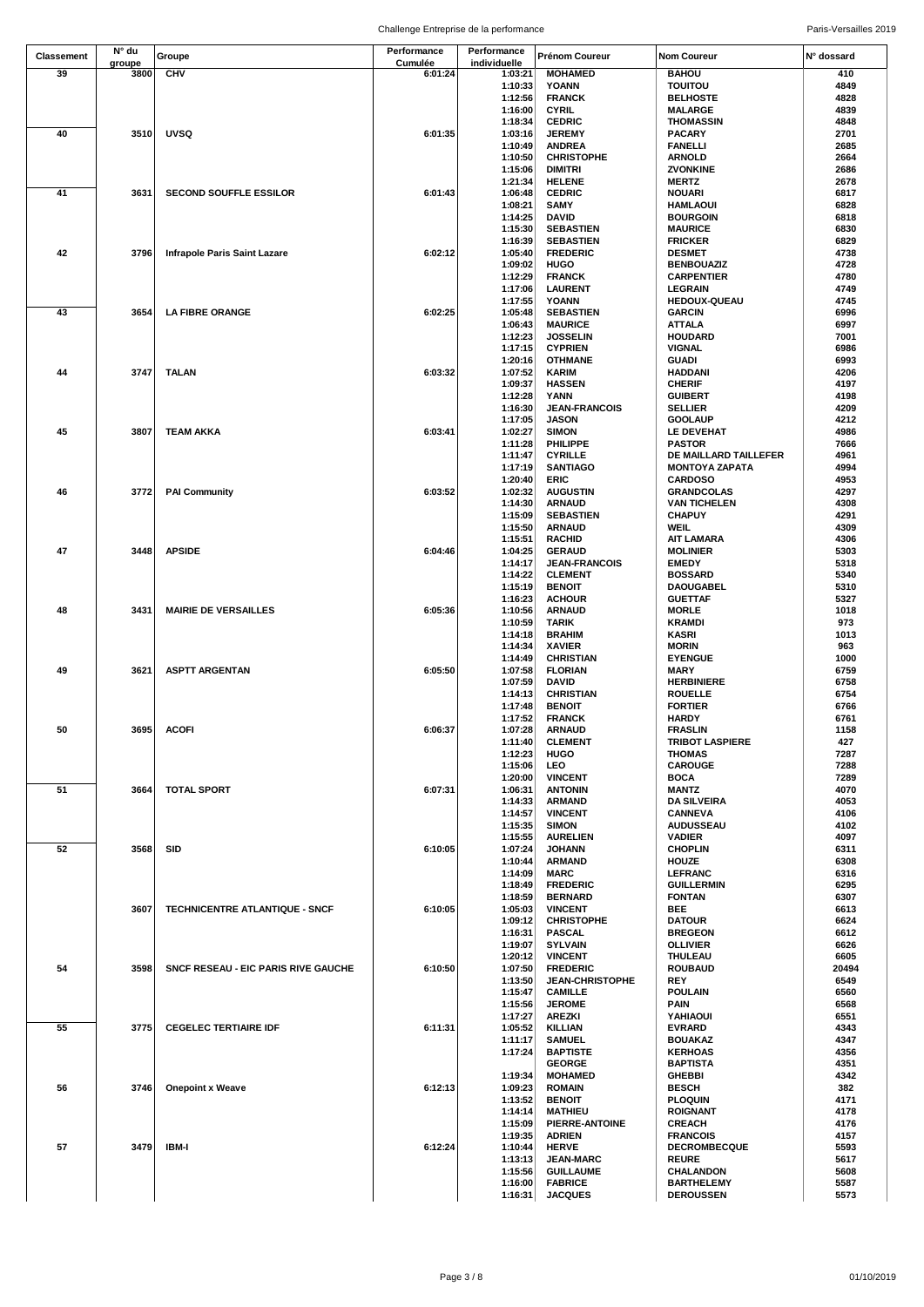| Classement | N° du groupe | Groupe | Performance Cumulée | Performance individuelle | Prénom Coureur | Nom Coureur | N° dossard |
|---|---|---|---|---|---|---|---|
| 39 | 3800 | CHV | 6:01:24 | 1:03:21 | MOHAMED | BAHOU | 410 |
| | | | | 1:10:33 | YOANN | TOUITOU | 4849 |
| | | | | 1:12:56 | FRANCK | BELHOSTE | 4828 |
| | | | | 1:16:00 | CYRIL | MALARGE | 4839 |
| | | | | 1:18:34 | CEDRIC | THOMASSIN | 4848 |
| 40 | 3510 | UVSQ | 6:01:35 | 1:03:16 | JEREMY | PACARY | 2701 |
| | | | | 1:10:49 | ANDREA | FANELLI | 2685 |
| | | | | 1:10:50 | CHRISTOPHE | ARNOLD | 2664 |
| | | | | 1:15:06 | DIMITRI | ZVONKINE | 2686 |
| | | | | 1:21:34 | HELENE | MERTZ | 2678 |
| 41 | 3631 | SECOND SOUFFLE ESSILOR | 6:01:43 | 1:06:48 | CEDRIC | NOUARI | 6817 |
| | | | | 1:08:21 | SAMY | HAMLAOUI | 6828 |
| | | | | 1:14:25 | DAVID | BOURGOIN | 6818 |
| | | | | 1:15:30 | SEBASTIEN | MAURICE | 6830 |
| | | | | 1:16:39 | SEBASTIEN | FRICKER | 6829 |
| 42 | 3796 | Infrapole Paris Saint Lazare | 6:02:12 | 1:05:40 | FREDERIC | DESMET | 4738 |
| | | | | 1:09:02 | HUGO | BENBOUAZIZ | 4728 |
| | | | | 1:12:29 | FRANCK | CARPENTIER | 4780 |
| | | | | 1:17:06 | LAURENT | LEGRAIN | 4749 |
| | | | | 1:17:55 | YOANN | HEDOUX-QUEAU | 4745 |
| 43 | 3654 | LA FIBRE ORANGE | 6:02:25 | 1:05:48 | SEBASTIEN | GARCIN | 6996 |
| | | | | 1:06:43 | MAURICE | ATTALA | 6997 |
| | | | | 1:12:23 | JOSSELIN | HOUDARD | 7001 |
| | | | | 1:17:15 | CYPRIEN | VIGNAL | 6986 |
| | | | | 1:20:16 | OTHMANE | GUADI | 6993 |
| 44 | 3747 | TALAN | 6:03:32 | 1:07:52 | KARIM | HADDANI | 4206 |
| | | | | 1:09:37 | HASSEN | CHERIF | 4197 |
| | | | | 1:12:28 | YANN | GUIBERT | 4198 |
| | | | | 1:16:30 | JEAN-FRANCOIS | SELLIER | 4209 |
| | | | | 1:17:05 | JASON | GOOLAUP | 4212 |
| 45 | 3807 | TEAM AKKA | 6:03:41 | 1:02:27 | SIMON | LE DEVEHAT | 4986 |
| | | | | 1:11:28 | PHILIPPE | PASTOR | 7666 |
| | | | | 1:11:47 | CYRILLE | DE MAILLARD TAILLEFER | 4961 |
| | | | | 1:17:19 | SANTIAGO | MONTOYA ZAPATA | 4994 |
| | | | | 1:20:40 | ERIC | CARDOSO | 4953 |
| 46 | 3772 | PAI Community | 6:03:52 | 1:02:32 | AUGUSTIN | GRANDCOLAS | 4297 |
| | | | | 1:14:30 | ARNAUD | VAN TICHELEN | 4308 |
| | | | | 1:15:09 | SEBASTIEN | CHAPUY | 4291 |
| | | | | 1:15:50 | ARNAUD | WEIL | 4309 |
| | | | | 1:15:51 | RACHID | AIT LAMARA | 4306 |
| 47 | 3448 | APSIDE | 6:04:46 | 1:04:25 | GERAUD | MOLINIER | 5303 |
| | | | | 1:14:17 | JEAN-FRANCOIS | EMEDY | 5318 |
| | | | | 1:14:22 | CLEMENT | BOSSARD | 5340 |
| | | | | 1:15:19 | BENOIT | DAOUGABEL | 5310 |
| | | | | 1:16:23 | ACHOUR | GUETTAF | 5327 |
| 48 | 3431 | MAIRIE DE VERSAILLES | 6:05:36 | 1:10:56 | ARNAUD | MORLE | 1018 |
| | | | | 1:10:59 | TARIK | KRAMDI | 973 |
| | | | | 1:14:18 | BRAHIM | KASRI | 1013 |
| | | | | 1:14:34 | XAVIER | MORIN | 963 |
| | | | | 1:14:49 | CHRISTIAN | EYENGUE | 1000 |
| 49 | 3621 | ASPTT ARGENTAN | 6:05:50 | 1:07:58 | FLORIAN | MARY | 6759 |
| | | | | 1:07:59 | DAVID | HERBINIERE | 6758 |
| | | | | 1:14:13 | CHRISTIAN | ROUELLE | 6754 |
| | | | | 1:17:48 | BENOIT | FORTIER | 6766 |
| | | | | 1:17:52 | FRANCK | HARDY | 6761 |
| 50 | 3695 | ACOFI | 6:06:37 | 1:07:28 | ARNAUD | FRASLIN | 1158 |
| | | | | 1:11:40 | CLEMENT | TRIBOT LASPIERE | 427 |
| | | | | 1:12:23 | HUGO | THOMAS | 7287 |
| | | | | 1:15:06 | LEO | CAROUGE | 7288 |
| | | | | 1:20:00 | VINCENT | BOCA | 7289 |
| 51 | 3664 | TOTAL SPORT | 6:07:31 | 1:06:31 | ANTONIN | MANTZ | 4070 |
| | | | | 1:14:33 | ARMAND | DA SILVEIRA | 4053 |
| | | | | 1:14:57 | VINCENT | CANNEVA | 4106 |
| | | | | 1:15:35 | SIMON | AUDUSSEAU | 4102 |
| | | | | 1:15:55 | AURELIEN | VADIER | 4097 |
| 52 | 3568 | SID | 6:10:05 | 1:07:24 | JOHANN | CHOPLIN | 6311 |
| | | | | 1:10:44 | ARMAND | HOUZE | 6308 |
| | | | | 1:14:09 | MARC | LEFRANC | 6316 |
| | | | | 1:18:49 | FREDERIC | GUILLERMIN | 6295 |
| | | | | 1:18:59 | BERNARD | FONTAN | 6307 |
| | 3607 | TECHNICENTRE ATLANTIQUE - SNCF | 6:10:05 | 1:05:03 | VINCENT | BEE | 6613 |
| | | | | 1:09:12 | CHRISTOPHE | DATOUR | 6624 |
| | | | | 1:16:31 | PASCAL | BREGEON | 6612 |
| | | | | 1:19:07 | SYLVAIN | OLLIVIER | 6626 |
| | | | | 1:20:12 | VINCENT | THULEAU | 6605 |
| 54 | 3598 | SNCF RESEAU - EIC PARIS RIVE GAUCHE | 6:10:50 | 1:07:50 | FREDERIC | ROUBAUD | 20494 |
| | | | | 1:13:50 | JEAN-CHRISTOPHE | REY | 6549 |
| | | | | 1:15:47 | CAMILLE | POULAIN | 6560 |
| | | | | 1:15:56 | JEROME | PAIN | 6568 |
| | | | | 1:17:27 | AREZKI | YAHIAOUI | 6551 |
| 55 | 3775 | CEGELEC TERTIAIRE IDF | 6:11:31 | 1:05:52 | KILLIAN | EVRARD | 4343 |
| | | | | 1:11:17 | SAMUEL | BOUAKAZ | 4347 |
| | | | | 1:17:24 | BAPTISTE | KERHOAS | 4356 |
| | | | | | GEORGE | BAPTISTA | 4351 |
| | | | | 1:19:34 | MOHAMED | GHEBBI | 4342 |
| 56 | 3746 | Onepoint x Weave | 6:12:13 | 1:09:23 | ROMAIN | BESCH | 382 |
| | | | | 1:13:52 | BENOIT | PLOQUIN | 4171 |
| | | | | 1:14:14 | MATHIEU | ROIGNANT | 4178 |
| | | | | 1:15:09 | PIERRE-ANTOINE | CREACH | 4176 |
| | | | | 1:19:35 | ADRIEN | FRANCOIS | 4157 |
| 57 | 3479 | IBM-I | 6:12:24 | 1:10:44 | HERVE | DECROMBECQUE | 5593 |
| | | | | 1:13:13 | JEAN-MARC | REURE | 5617 |
| | | | | 1:15:56 | GUILLAUME | CHALANDON | 5608 |
| | | | | 1:16:00 | FABRICE | BARTHELEMY | 5587 |
| | | | | 1:16:31 | JACQUES | DEROUSSEN | 5573 |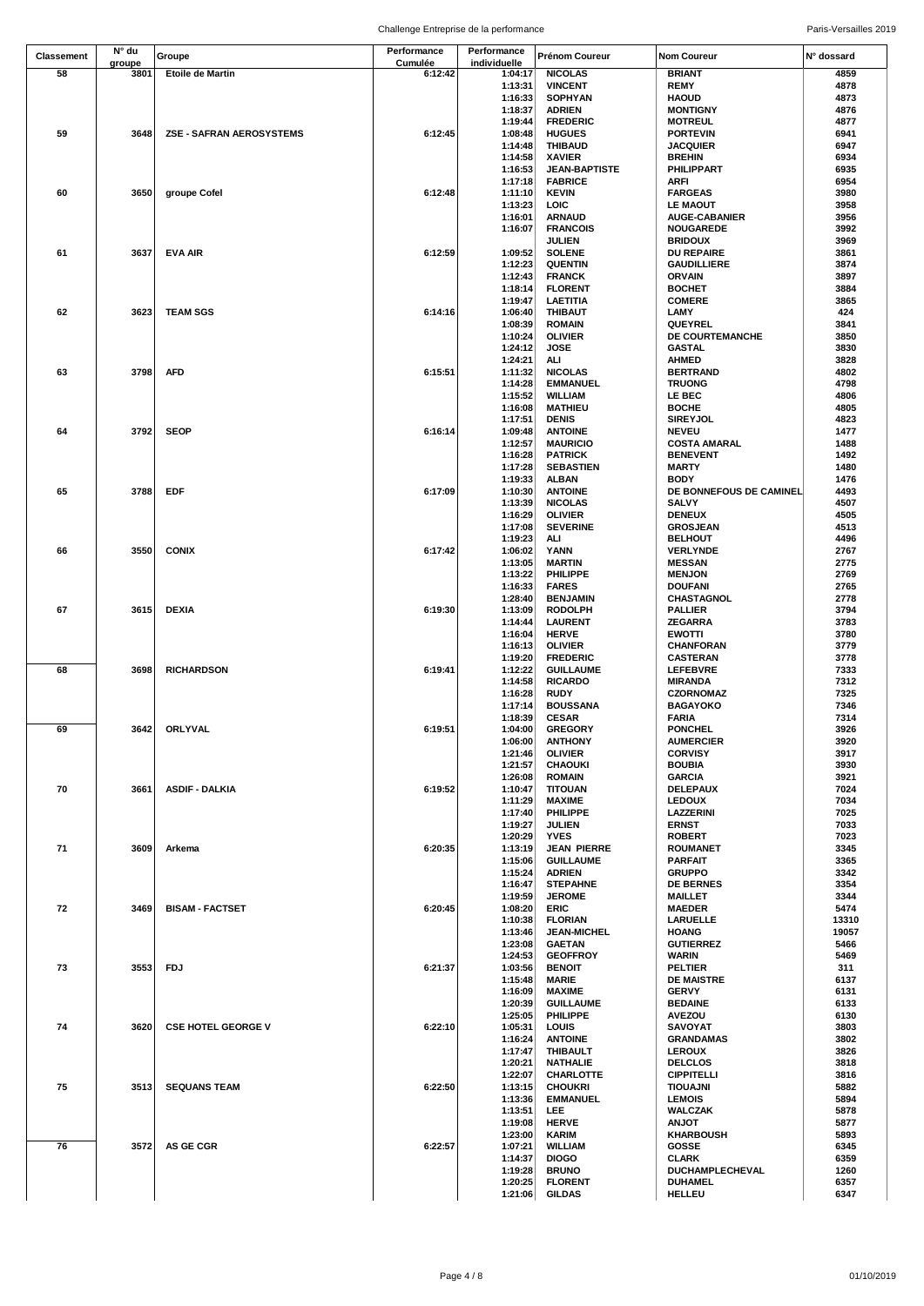| Classement | N° du groupe | Groupe | Performance Cumulée | Performance individuelle | Prénom Coureur | Nom Coureur | N° dossard |
|---|---|---|---|---|---|---|---|
| 58 | 3801 | Etoile de Martin | 6:12:42 | 1:04:17 | NICOLAS | BRIANT | 4859 |
| | | | | 1:13:31 | VINCENT | REMY | 4878 |
| | | | | 1:16:33 | SOPHYAN | HAOUD | 4873 |
| | | | | 1:18:37 | ADRIEN | MONTIGNY | 4876 |
| | | | | 1:19:44 | FREDERIC | MOTREUL | 4877 |
| 59 | 3648 | ZSE - SAFRAN AEROSYSTEMS | 6:12:45 | 1:08:48 | HUGUES | PORTEVIN | 6941 |
| | | | | 1:14:48 | THIBAUD | JACQUIER | 6947 |
| | | | | 1:14:58 | XAVIER | BREHIN | 6934 |
| | | | | 1:16:53 | JEAN-BAPTISTE | PHILIPPART | 6935 |
| | | | | 1:17:18 | FABRICE | ARFI | 6954 |
| 60 | 3650 | groupe Cofel | 6:12:48 | 1:11:10 | KEVIN | FARGEAS | 3980 |
| | | | | 1:13:23 | LOIC | LE MAOUT | 3958 |
| | | | | 1:16:01 | ARNAUD | AUGE-CABANIER | 3956 |
| | | | | 1:16:07 | FRANCOIS | NOUGAREDE | 3992 |
| | | | | | JULIEN | BRIDOUX | 3969 |
| 61 | 3637 | EVA AIR | 6:12:59 | 1:09:52 | SOLENE | DU REPAIRE | 3861 |
| | | | | 1:12:23 | QUENTIN | GAUDILLIERE | 3874 |
| | | | | 1:12:43 | FRANCK | ORVAIN | 3897 |
| | | | | 1:18:14 | FLORENT | BOCHET | 3884 |
| | | | | 1:19:47 | LAETITIA | COMERE | 3865 |
| 62 | 3623 | TEAM SGS | 6:14:16 | 1:06:40 | THIBAUT | LAMY | 424 |
| | | | | 1:08:39 | ROMAIN | QUEYREL | 3841 |
| | | | | 1:10:24 | OLIVIER | DE COURTEMANCHE | 3850 |
| | | | | 1:24:12 | JOSE | GASTAL | 3830 |
| | | | | 1:24:21 | ALI | AHMED | 3828 |
| 63 | 3798 | AFD | 6:15:51 | 1:11:32 | NICOLAS | BERTRAND | 4802 |
| | | | | 1:14:28 | EMMANUEL | TRUONG | 4798 |
| | | | | 1:15:52 | WILLIAM | LE BEC | 4806 |
| | | | | 1:16:08 | MATHIEU | BOCHE | 4805 |
| | | | | 1:17:51 | DENIS | SIREYJOL | 4823 |
| 64 | 3792 | SEOP | 6:16:14 | 1:09:48 | ANTOINE | NEVEU | 1477 |
| | | | | 1:12:57 | MAURICIO | COSTA AMARAL | 1488 |
| | | | | 1:16:28 | PATRICK | BENEVENT | 1492 |
| | | | | 1:17:28 | SEBASTIEN | MARTY | 1480 |
| | | | | 1:19:33 | ALBAN | BODY | 1476 |
| 65 | 3788 | EDF | 6:17:09 | 1:10:30 | ANTOINE | DE BONNEFOUS DE CAMINEL | 4493 |
| | | | | 1:13:39 | NICOLAS | SALVY | 4507 |
| | | | | 1:16:29 | OLIVIER | DENEUX | 4505 |
| | | | | 1:17:08 | SEVERINE | GROSJEAN | 4513 |
| | | | | 1:19:23 | ALI | BELHOUT | 4496 |
| 66 | 3550 | CONIX | 6:17:42 | 1:06:02 | YANN | VERLYNDE | 2767 |
| | | | | 1:13:05 | MARTIN | MESSAN | 2775 |
| | | | | 1:13:22 | PHILIPPE | MENJON | 2769 |
| | | | | 1:16:33 | FARES | DOUFANI | 2765 |
| | | | | 1:28:40 | BENJAMIN | CHASTAGNOL | 2778 |
| 67 | 3615 | DEXIA | 6:19:30 | 1:13:09 | RODOLPH | PALLIER | 3794 |
| | | | | 1:14:44 | LAURENT | ZEGARRA | 3783 |
| | | | | 1:16:04 | HERVE | EWOTTI | 3780 |
| | | | | 1:16:13 | OLIVIER | CHANFORAN | 3779 |
| | | | | 1:19:20 | FREDERIC | CASTERAN | 3778 |
| 68 | 3698 | RICHARDSON | 6:19:41 | 1:12:22 | GUILLAUME | LEFEBVRE | 7333 |
| | | | | 1:14:58 | RICARDO | MIRANDA | 7312 |
| | | | | 1:16:28 | RUDY | CZORNOMAZ | 7325 |
| | | | | 1:17:14 | BOUSSANA | BAGAYOKO | 7346 |
| | | | | 1:18:39 | CESAR | FARIA | 7314 |
| 69 | 3642 | ORLYVAL | 6:19:51 | 1:04:00 | GREGORY | PONCHEL | 3926 |
| | | | | 1:06:00 | ANTHONY | AUMERCIER | 3920 |
| | | | | 1:21:46 | OLIVIER | CORVISY | 3917 |
| | | | | 1:21:57 | CHAOUKI | BOUBIA | 3930 |
| | | | | 1:26:08 | ROMAIN | GARCIA | 3921 |
| 70 | 3661 | ASDIF - DALKIA | 6:19:52 | 1:10:47 | TITOUAN | DELEPAUX | 7024 |
| | | | | 1:11:29 | MAXIME | LEDOUX | 7034 |
| | | | | 1:17:40 | PHILIPPE | LAZZERINI | 7025 |
| | | | | 1:19:27 | JULIEN | ERNST | 7033 |
| | | | | 1:20:29 | YVES | ROBERT | 7023 |
| 71 | 3609 | Arkema | 6:20:35 | 1:13:19 | JEAN PIERRE | ROUMANET | 3345 |
| | | | | 1:15:06 | GUILLAUME | PARFAIT | 3365 |
| | | | | 1:15:24 | ADRIEN | GRUPPO | 3342 |
| | | | | 1:16:47 | STEPAHNE | DE BERNES | 3354 |
| | | | | 1:19:59 | JEROME | MAILLET | 3344 |
| 72 | 3469 | BISAM - FACTSET | 6:20:45 | 1:08:20 | ERIC | MAEDER | 5474 |
| | | | | 1:10:38 | FLORIAN | LARUELLE | 13310 |
| | | | | 1:13:46 | JEAN-MICHEL | HOANG | 19057 |
| | | | | 1:23:08 | GAETAN | GUTIERREZ | 5466 |
| | | | | 1:24:53 | GEOFFROY | WARIN | 5469 |
| 73 | 3553 | FDJ | 6:21:37 | 1:03:56 | BENOIT | PELTIER | 311 |
| | | | | 1:15:48 | MARIE | DE MAISTRE | 6137 |
| | | | | 1:16:09 | MAXIME | GERVY | 6131 |
| | | | | 1:20:39 | GUILLAUME | BEDAINE | 6133 |
| | | | | 1:25:05 | PHILIPPE | AVEZOU | 6130 |
| 74 | 3620 | CSE HOTEL GEORGE V | 6:22:10 | 1:05:31 | LOUIS | SAVOYAT | 3803 |
| | | | | 1:16:24 | ANTOINE | GRANDAMAS | 3802 |
| | | | | 1:17:47 | THIBAULT | LEROUX | 3826 |
| | | | | 1:20:21 | NATHALIE | DELCLOS | 3818 |
| | | | | 1:22:07 | CHARLOTTE | CIPPITELLI | 3816 |
| 75 | 3513 | SEQUANS TEAM | 6:22:50 | 1:13:15 | CHOUKRI | TIOUAJNI | 5882 |
| | | | | 1:13:36 | EMMANUEL | LEMOIS | 5894 |
| | | | | 1:13:51 | LEE | WALCZAK | 5878 |
| | | | | 1:19:08 | HERVE | ANJOT | 5877 |
| | | | | 1:23:00 | KARIM | KHARBOUSH | 5893 |
| 76 | 3572 | AS GE CGR | 6:22:57 | 1:07:21 | WILLIAM | GOSSE | 6345 |
| | | | | 1:14:37 | DIOGO | CLARK | 6359 |
| | | | | 1:19:28 | BRUNO | DUCHAMPLECHEVAL | 1260 |
| | | | | 1:20:25 | FLORENT | DUHAMEL | 6357 |
| | | | | 1:21:06 | GILDAS | HELLEU | 6347 |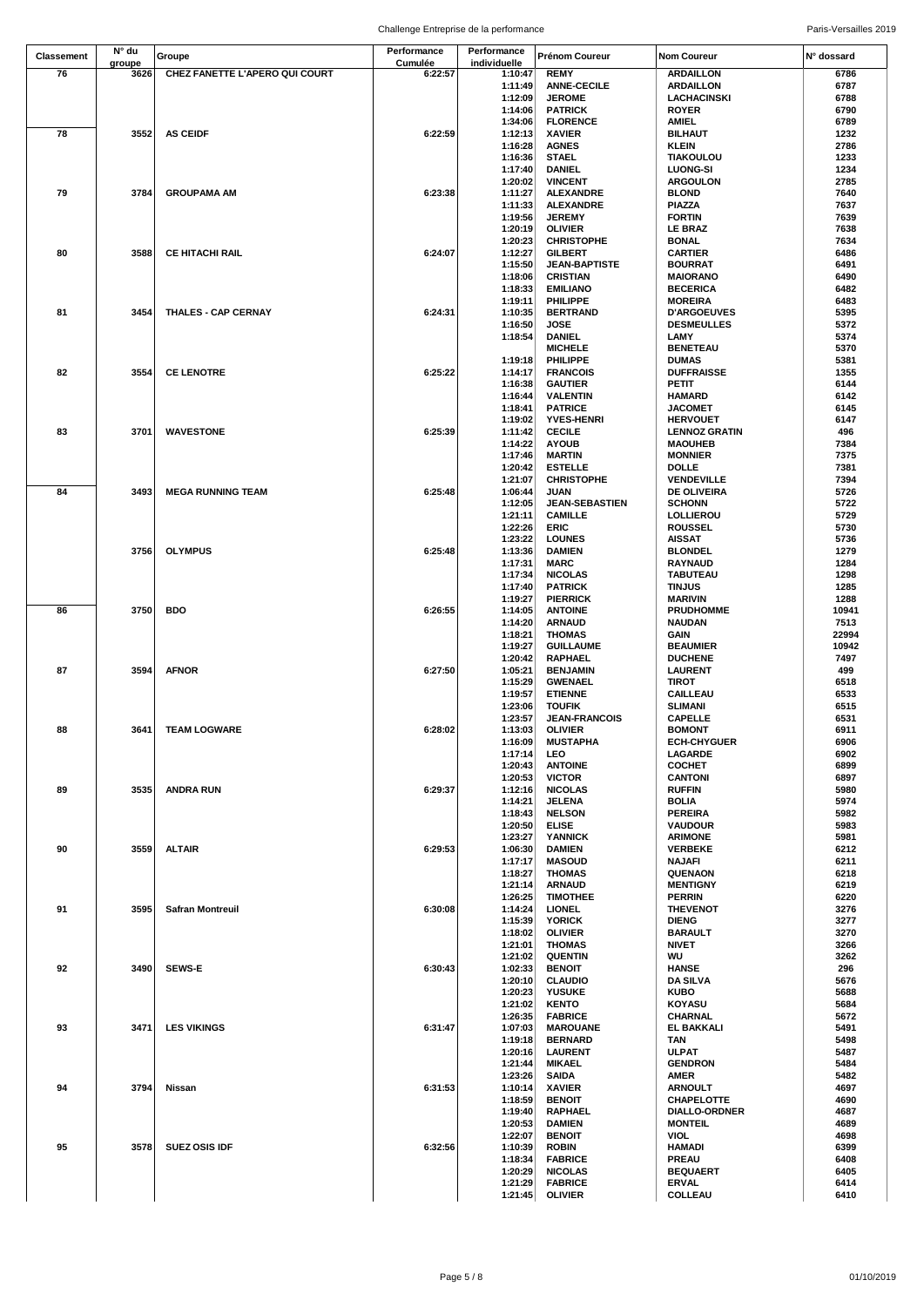| Classement | N° du groupe | Groupe | Performance Cumulée | Performance individuelle | Prénom Coureur | Nom Coureur | N° dossard |
|---|---|---|---|---|---|---|---|
| 76 | 3626 | CHEZ FANETTE L'APERO QUI COURT | 6:22:57 | 1:10:47 | REMY | ARDAILLON | 6786 |
| | | | | 1:11:49 | ANNE-CECILE | ARDAILLON | 6787 |
| | | | | 1:12:09 | JEROME | LACHACINSKI | 6788 |
| | | | | 1:14:06 | PATRICK | ROYER | 6790 |
| | | | | 1:34:06 | FLORENCE | AMIEL | 6789 |
| 78 | 3552 | AS CEIDF | 6:22:59 | 1:12:13 | XAVIER | BILHAUT | 1232 |
| | | | | 1:16:28 | AGNES | KLEIN | 2786 |
| | | | | 1:16:36 | STAEL | TIAKOULOU | 1233 |
| | | | | 1:17:40 | DANIEL | LUONG-SI | 1234 |
| | | | | 1:20:02 | VINCENT | ARGOULON | 2785 |
| 79 | 3784 | GROUPAMA AM | 6:23:38 | 1:11:27 | ALEXANDRE | BLOND | 7640 |
| | | | | 1:11:33 | ALEXANDRE | PIAZZA | 7637 |
| | | | | 1:19:56 | JEREMY | FORTIN | 7639 |
| | | | | 1:20:19 | OLIVIER | LE BRAZ | 7638 |
| | | | | 1:20:23 | CHRISTOPHE | BONAL | 7634 |
| 80 | 3588 | CE HITACHI RAIL | 6:24:07 | 1:12:27 | GILBERT | CARTIER | 6486 |
| | | | | 1:15:50 | JEAN-BAPTISTE | BOURRAT | 6491 |
| | | | | 1:18:06 | CRISTIAN | MAIORANO | 6490 |
| | | | | 1:18:33 | EMILIANO | BECERICA | 6482 |
| | | | | 1:19:11 | PHILIPPE | MOREIRA | 6483 |
| 81 | 3454 | THALES - CAP CERNAY | 6:24:31 | 1:10:35 | BERTRAND | D'ARGOEUVES | 5395 |
| | | | | 1:16:50 | JOSE | DESMEULLES | 5372 |
| | | | | 1:18:54 | DANIEL | LAMY | 5374 |
| | | | | | MICHELE | BENETEAU | 5370 |
| | | | | 1:19:18 | PHILIPPE | DUMAS | 5381 |
| 82 | 3554 | CE LENOTRE | 6:25:22 | 1:14:17 | FRANCOIS | DUFFRAISSE | 1355 |
| | | | | 1:16:38 | GAUTIER | PETIT | 6144 |
| | | | | 1:16:44 | VALENTIN | HAMARD | 6142 |
| | | | | 1:18:41 | PATRICE | JACOMET | 6145 |
| | | | | 1:19:02 | YVES-HENRI | HERVOUET | 6147 |
| 83 | 3701 | WAVESTONE | 6:25:39 | 1:11:42 | CECILE | LENNOZ GRATIN | 496 |
| | | | | 1:14:22 | AYOUB | MAOUHEB | 7384 |
| | | | | 1:17:46 | MARTIN | MONNIER | 7375 |
| | | | | 1:20:42 | ESTELLE | DOLLE | 7381 |
| | | | | 1:21:07 | CHRISTOPHE | VENDEVILLE | 7394 |
| 84 | 3493 | MEGA RUNNING TEAM | 6:25:48 | 1:06:44 | JUAN | DE OLIVEIRA | 5726 |
| | | | | 1:12:05 | JEAN-SEBASTIEN | SCHONN | 5722 |
| | | | | 1:21:11 | CAMILLE | LOLLIEROU | 5729 |
| | | | | 1:22:26 | ERIC | ROUSSEL | 5730 |
| | | | | 1:23:22 | LOUNES | AISSAT | 5736 |
| | 3756 | OLYMPUS | 6:25:48 | 1:13:36 | DAMIEN | BLONDEL | 1279 |
| | | | | 1:17:31 | MARC | RAYNAUD | 1284 |
| | | | | 1:17:34 | NICOLAS | TABUTEAU | 1298 |
| | | | | 1:17:40 | PATRICK | TINJUS | 1285 |
| | | | | 1:19:27 | PIERRICK | MARIVIN | 1288 |
| 86 | 3750 | BDO | 6:26:55 | 1:14:05 | ANTOINE | PRUDHOMME | 10941 |
| | | | | 1:14:20 | ARNAUD | NAUDAN | 7513 |
| | | | | 1:18:21 | THOMAS | GAIN | 22994 |
| | | | | 1:19:27 | GUILLAUME | BEAUMIER | 10942 |
| | | | | 1:20:42 | RAPHAEL | DUCHENE | 7497 |
| 87 | 3594 | AFNOR | 6:27:50 | 1:05:21 | BENJAMIN | LAURENT | 499 |
| | | | | 1:15:29 | GWENAEL | TIROT | 6518 |
| | | | | 1:19:57 | ETIENNE | CAILLEAU | 6533 |
| | | | | 1:23:06 | TOUFIK | SLIMANI | 6515 |
| | | | | 1:23:57 | JEAN-FRANCOIS | CAPELLE | 6531 |
| 88 | 3641 | TEAM LOGWARE | 6:28:02 | 1:13:03 | OLIVIER | BOMONT | 6911 |
| | | | | 1:16:09 | MUSTAPHA | ECH-CHYGUER | 6906 |
| | | | | 1:17:14 | LEO | LAGARDE | 6902 |
| | | | | 1:20:43 | ANTOINE | COCHET | 6899 |
| | | | | 1:20:53 | VICTOR | CANTONI | 6897 |
| 89 | 3535 | ANDRA RUN | 6:29:37 | 1:12:16 | NICOLAS | RUFFIN | 5980 |
| | | | | 1:14:21 | JELENA | BOLIA | 5974 |
| | | | | 1:18:43 | NELSON | PEREIRA | 5982 |
| | | | | 1:20:50 | ELISE | VAUDOUR | 5983 |
| | | | | 1:23:27 | YANNICK | ARIMONE | 5981 |
| 90 | 3559 | ALTAIR | 6:29:53 | 1:06:30 | DAMIEN | VERBEKE | 6212 |
| | | | | 1:17:17 | MASOUD | NAJAFI | 6211 |
| | | | | 1:18:27 | THOMAS | QUENAON | 6218 |
| | | | | 1:21:14 | ARNAUD | MENTIGNY | 6219 |
| | | | | 1:26:25 | TIMOTHEE | PERRIN | 6220 |
| 91 | 3595 | Safran Montreuil | 6:30:08 | 1:14:24 | LIONEL | THEVENOT | 3276 |
| | | | | 1:15:39 | YORICK | DIENG | 3277 |
| | | | | 1:18:02 | OLIVIER | BARAULT | 3270 |
| | | | | 1:21:01 | THOMAS | NIVET | 3266 |
| | | | | 1:21:02 | QUENTIN | WU | 3262 |
| 92 | 3490 | SEWS-E | 6:30:43 | 1:02:33 | BENOIT | HANSE | 296 |
| | | | | 1:20:10 | CLAUDIO | DA SILVA | 5676 |
| | | | | 1:20:23 | YUSUKE | KUBO | 5688 |
| | | | | 1:21:02 | KENTO | KOYASU | 5684 |
| | | | | 1:26:35 | FABRICE | CHARNAL | 5672 |
| 93 | 3471 | LES VIKINGS | 6:31:47 | 1:07:03 | MAROUANE | EL BAKKALI | 5491 |
| | | | | 1:19:18 | BERNARD | TAN | 5498 |
| | | | | 1:20:16 | LAURENT | ULPAT | 5487 |
| | | | | 1:21:44 | MIKAEL | GENDRON | 5484 |
| | | | | 1:23:26 | SAIDA | AMER | 5482 |
| 94 | 3794 | Nissan | 6:31:53 | 1:10:14 | XAVIER | ARNOULT | 4697 |
| | | | | 1:18:59 | BENOIT | CHAPELOTTE | 4690 |
| | | | | 1:19:40 | RAPHAEL | DIALLO-ORDNER | 4687 |
| | | | | 1:20:53 | DAMIEN | MONTEIL | 4689 |
| | | | | 1:22:07 | BENOIT | VIOL | 4698 |
| 95 | 3578 | SUEZ OSIS IDF | 6:32:56 | 1:10:39 | ROBIN | HAMADI | 6399 |
| | | | | 1:18:34 | FABRICE | PREAU | 6408 |
| | | | | 1:20:29 | NICOLAS | BEQUAERT | 6405 |
| | | | | 1:21:29 | FABRICE | ERVAL | 6414 |
| | | | | 1:21:45 | OLIVIER | COLLEAU | 6410 |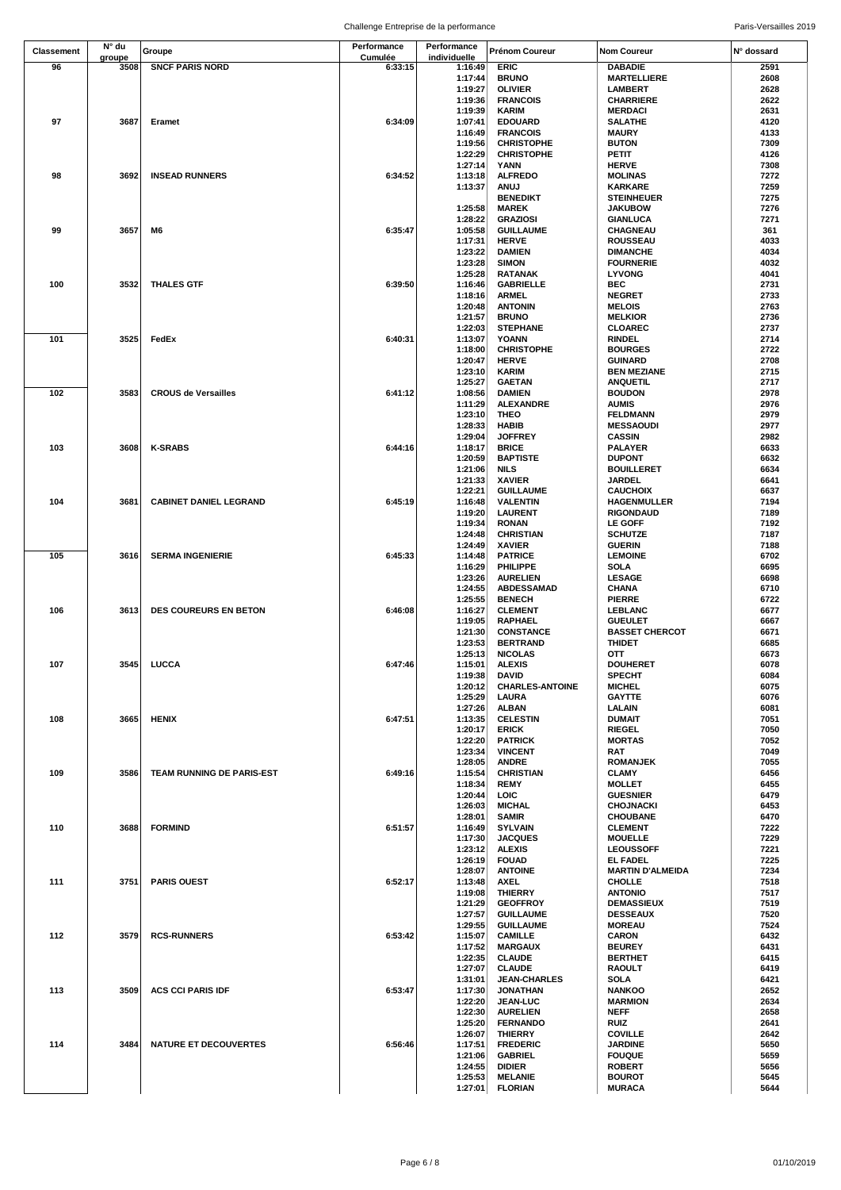| Classement | N° du groupe | Groupe | Performance Cumulée | Performance individuelle | Prénom Coureur | Nom Coureur | N° dossard |
|---|---|---|---|---|---|---|---|
| 96 | 3508 | SNCF PARIS NORD | 6:33:15 | 1:16:49 | ERIC | DABADIE | 2591 |
| | | | | 1:17:44 | BRUNO | MARTELLIERE | 2608 |
| | | | | 1:19:27 | OLIVIER | LAMBERT | 2628 |
| | | | | 1:19:36 | FRANCOIS | CHARRIERE | 2622 |
| | | | | 1:19:39 | KARIM | MERDACI | 2631 |
| 97 | 3687 | Eramet | 6:34:09 | 1:07:41 | EDOUARD | SALATHE | 4120 |
| | | | | 1:16:49 | FRANCOIS | MAURY | 4133 |
| | | | | 1:19:56 | CHRISTOPHE | BUTON | 7309 |
| | | | | 1:22:29 | CHRISTOPHE | PETIT | 4126 |
| | | | | 1:27:14 | YANN | HERVE | 7308 |
| 98 | 3692 | INSEAD RUNNERS | 6:34:52 | 1:13:18 | ALFREDO | MOLINAS | 7272 |
| | | | | 1:13:37 | ANUJ | KARKARE | 7259 |
| | | | | | BENEDIKT | STEINHEUER | 7275 |
| | | | | 1:25:58 | MAREK | JAKUBOW | 7276 |
| | | | | 1:28:22 | GRAZIOSI | GIANLUCA | 7271 |
| 99 | 3657 | M6 | 6:35:47 | 1:05:58 | GUILLAUME | CHAGNEAU | 361 |
| | | | | 1:17:31 | HERVE | ROUSSEAU | 4033 |
| | | | | 1:23:22 | DAMIEN | DIMANCHE | 4034 |
| | | | | 1:23:28 | SIMON | FOURNERIE | 4032 |
| | | | | 1:25:28 | RATANAK | LYVONG | 4041 |
| 100 | 3532 | THALES GTF | 6:39:50 | 1:16:46 | GABRIELLE | BEC | 2731 |
| | | | | 1:18:16 | ARMEL | NEGRET | 2733 |
| | | | | 1:20:48 | ANTONIN | MELOIS | 2763 |
| | | | | 1:21:57 | BRUNO | MELKIOR | 2736 |
| | | | | 1:22:03 | STEPHANE | CLOAREC | 2737 |
| 101 | 3525 | FedEx | 6:40:31 | 1:13:07 | YOANN | RINDEL | 2714 |
| | | | | 1:18:00 | CHRISTOPHE | BOURGES | 2722 |
| | | | | 1:20:47 | HERVE | GUINARD | 2708 |
| | | | | 1:23:10 | KARIM | BEN MEZIANE | 2715 |
| | | | | 1:25:27 | GAETAN | ANQUETIL | 2717 |
| 102 | 3583 | CROUS de Versailles | 6:41:12 | 1:08:56 | DAMIEN | BOUDON | 2978 |
| | | | | 1:11:29 | ALEXANDRE | AUMIS | 2976 |
| | | | | 1:23:10 | THEO | FELDMANN | 2979 |
| | | | | 1:28:33 | HABIB | MESSAOUDI | 2977 |
| | | | | 1:29:04 | JOFFREY | CASSIN | 2982 |
| 103 | 3608 | K-SRABS | 6:44:16 | 1:18:17 | BRICE | PALAYER | 6633 |
| | | | | 1:20:59 | BAPTISTE | DUPONT | 6632 |
| | | | | 1:21:06 | NILS | BOUILLERET | 6634 |
| | | | | 1:21:33 | XAVIER | JARDEL | 6641 |
| | | | | 1:22:21 | GUILLAUME | CAUCHOIX | 6637 |
| 104 | 3681 | CABINET DANIEL LEGRAND | 6:45:19 | 1:16:48 | VALENTIN | HAGENMULLER | 7194 |
| | | | | 1:19:20 | LAURENT | RIGONDAUD | 7189 |
| | | | | 1:19:34 | RONAN | LE GOFF | 7192 |
| | | | | 1:24:48 | CHRISTIAN | SCHUTZE | 7187 |
| | | | | 1:24:49 | XAVIER | GUERIN | 7188 |
| 105 | 3616 | SERMA INGENIERIE | 6:45:33 | 1:14:48 | PATRICE | LEMOINE | 6702 |
| | | | | 1:16:29 | PHILIPPE | SOLA | 6695 |
| | | | | 1:23:26 | AURELIEN | LESAGE | 6698 |
| | | | | 1:24:55 | ABDESSAMAD | CHANA | 6710 |
| | | | | 1:25:55 | BENECH | PIERRE | 6722 |
| 106 | 3613 | DES COUREURS EN BETON | 6:46:08 | 1:16:27 | CLEMENT | LEBLANC | 6677 |
| | | | | 1:19:05 | RAPHAEL | GUEULET | 6667 |
| | | | | 1:21:30 | CONSTANCE | BASSET CHERCOT | 6671 |
| | | | | 1:23:53 | BERTRAND | THIDET | 6685 |
| | | | | 1:25:13 | NICOLAS | OTT | 6673 |
| 107 | 3545 | LUCCA | 6:47:46 | 1:15:01 | ALEXIS | DOUHERET | 6078 |
| | | | | 1:19:38 | DAVID | SPECHT | 6084 |
| | | | | 1:20:12 | CHARLES-ANTOINE | MICHEL | 6075 |
| | | | | 1:25:29 | LAURA | GAYTTE | 6076 |
| | | | | 1:27:26 | ALBAN | LALAIN | 6081 |
| 108 | 3665 | HENIX | 6:47:51 | 1:13:35 | CELESTIN | DUMAIT | 7051 |
| | | | | 1:20:17 | ERICK | RIEGEL | 7050 |
| | | | | 1:22:20 | PATRICK | MORTAS | 7052 |
| | | | | 1:23:34 | VINCENT | RAT | 7049 |
| | | | | 1:28:05 | ANDRE | ROMANJEK | 7055 |
| 109 | 3586 | TEAM RUNNING DE PARIS-EST | 6:49:16 | 1:15:54 | CHRISTIAN | CLAMY | 6456 |
| | | | | 1:18:34 | REMY | MOLLET | 6455 |
| | | | | 1:20:44 | LOIC | GUESNIER | 6479 |
| | | | | 1:26:03 | MICHAL | CHOJNACKI | 6453 |
| | | | | 1:28:01 | SAMIR | CHOUBANE | 6470 |
| 110 | 3688 | FORMIND | 6:51:57 | 1:16:49 | SYLVAIN | CLEMENT | 7222 |
| | | | | 1:17:30 | JACQUES | MOUELLE | 7229 |
| | | | | 1:23:12 | ALEXIS | LEOUSSOFF | 7221 |
| | | | | 1:26:19 | FOUAD | EL FADEL | 7225 |
| | | | | 1:28:07 | ANTOINE | MARTIN D'ALMEIDA | 7234 |
| 111 | 3751 | PARIS OUEST | 6:52:17 | 1:13:48 | AXEL | CHOLLE | 7518 |
| | | | | 1:19:08 | THIERRY | ANTONIO | 7517 |
| | | | | 1:21:29 | GEOFFROY | DEMASSIEUX | 7519 |
| | | | | 1:27:57 | GUILLAUME | DESSEAUX | 7520 |
| | | | | 1:29:55 | GUILLAUME | MOREAU | 7524 |
| 112 | 3579 | RCS-RUNNERS | 6:53:42 | 1:15:07 | CAMILLE | CARON | 6432 |
| | | | | 1:17:52 | MARGAUX | BEUREY | 6431 |
| | | | | 1:22:35 | CLAUDE | BERTHET | 6415 |
| | | | | 1:27:07 | CLAUDE | RAOULT | 6419 |
| | | | | 1:31:01 | JEAN-CHARLES | SOLA | 6421 |
| 113 | 3509 | ACS CCI PARIS IDF | 6:53:47 | 1:17:30 | JONATHAN | NANKOO | 2652 |
| | | | | 1:22:20 | JEAN-LUC | MARMION | 2634 |
| | | | | 1:22:30 | AURELIEN | NEFF | 2658 |
| | | | | 1:25:20 | FERNANDO | RUIZ | 2641 |
| | | | | 1:26:07 | THIERRY | COVILLE | 2642 |
| 114 | 3484 | NATURE ET DECOUVERTES | 6:56:46 | 1:17:51 | FREDERIC | JARDINE | 5650 |
| | | | | 1:21:06 | GABRIEL | FOUQUE | 5659 |
| | | | | 1:24:55 | DIDIER | ROBERT | 5656 |
| | | | | 1:25:53 | MELANIE | BOUROT | 5645 |
| | | | | 1:27:01 | FLORIAN | MURACA | 5644 |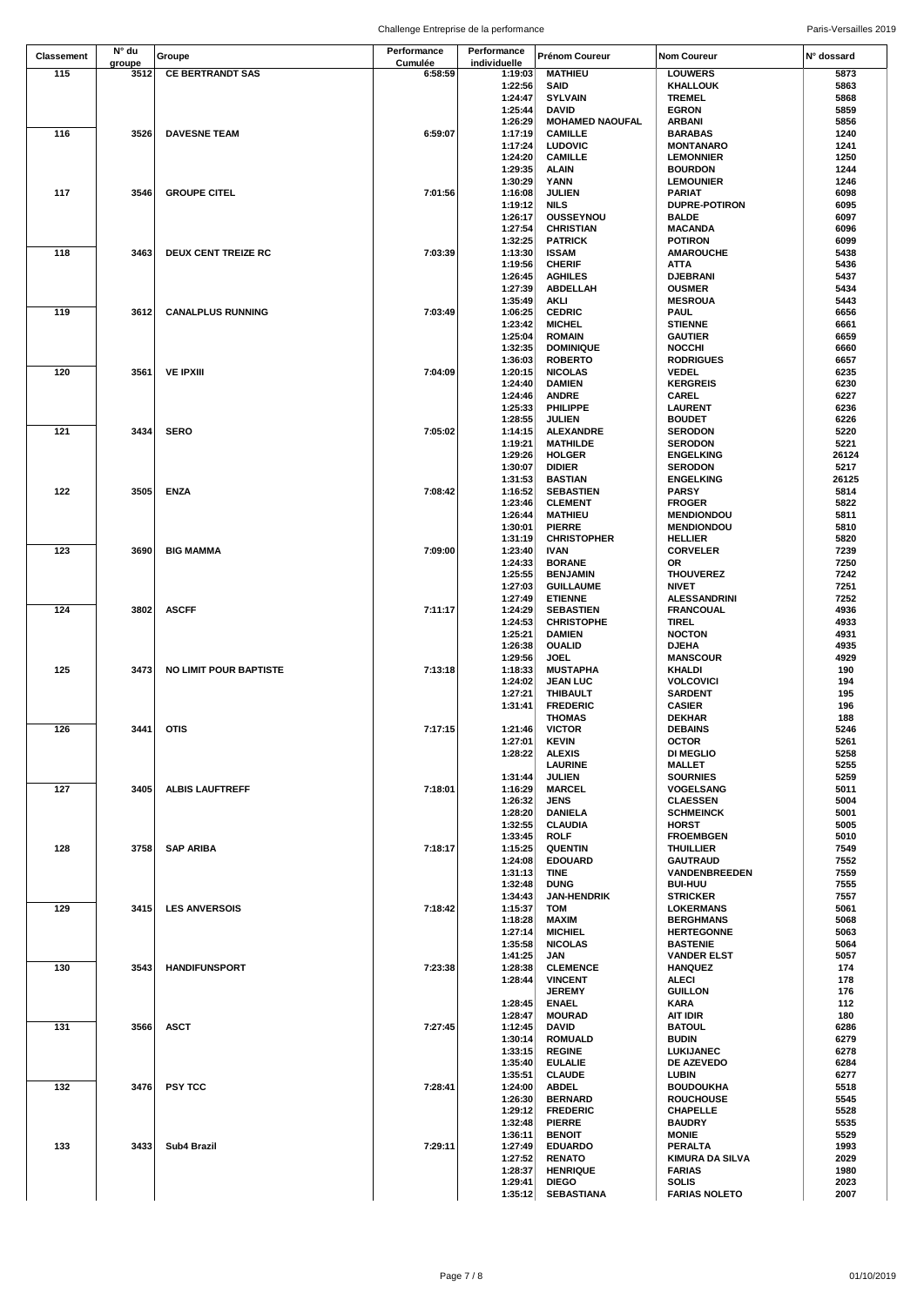| Classement | N° du groupe | Groupe | Performance Cumulée | Performance individuelle | Prénom Coureur | Nom Coureur | N° dossard |
|---|---|---|---|---|---|---|---|
| 115 | 3512 | CE BERTRANDT SAS | 6:58:59 | 1:19:03 | MATHIEU | LOUWERS | 5873 |
| | | | | 1:22:56 | SAID | KHALLOUK | 5863 |
| | | | | 1:24:47 | SYLVAIN | TREMEL | 5868 |
| | | | | 1:25:44 | DAVID | EGRON | 5859 |
| | | | | 1:26:29 | MOHAMED NAOUFAL | ARBANI | 5856 |
| 116 | 3526 | DAVESNE TEAM | 6:59:07 | 1:17:19 | CAMILLE | BARABAS | 1240 |
| | | | | 1:17:24 | LUDOVIC | MONTANARO | 1241 |
| | | | | 1:24:20 | CAMILLE | LEMONNIER | 1250 |
| | | | | 1:29:35 | ALAIN | BOURDON | 1244 |
| | | | | 1:30:29 | YANN | LEMOUNIER | 1246 |
| 117 | 3546 | GROUPE CITEL | 7:01:56 | 1:16:08 | JULIEN | PARIAT | 6098 |
| | | | | 1:19:12 | NILS | DUPRE-POTIRON | 6095 |
| | | | | 1:26:17 | OUSSEYNOU | BALDE | 6097 |
| | | | | 1:27:54 | CHRISTIAN | MACANDA | 6096 |
| | | | | 1:32:25 | PATRICK | POTIRON | 6099 |
| 118 | 3463 | DEUX CENT TREIZE RC | 7:03:39 | 1:13:30 | ISSAM | AMAROUCHE | 5438 |
| | | | | 1:19:56 | CHERIF | ATTA | 5436 |
| | | | | 1:26:45 | AGHILES | DJEBRANI | 5437 |
| | | | | 1:27:39 | ABDELLAH | OUSMER | 5434 |
| | | | | 1:35:49 | AKLI | MESROUA | 5443 |
| 119 | 3612 | CANALPLUS RUNNING | 7:03:49 | 1:06:25 | CEDRIC | PAUL | 6656 |
| | | | | 1:23:42 | MICHEL | STIENNE | 6661 |
| | | | | 1:25:04 | ROMAIN | GAUTIER | 6659 |
| | | | | 1:32:35 | DOMINIQUE | NOCCHI | 6660 |
| | | | | 1:36:03 | ROBERTO | RODRIGUES | 6657 |
| 120 | 3561 | VE IPXIII | 7:04:09 | 1:20:15 | NICOLAS | VEDEL | 6235 |
| | | | | 1:24:40 | DAMIEN | KERGREIS | 6230 |
| | | | | 1:24:46 | ANDRE | CAREL | 6227 |
| | | | | 1:25:33 | PHILIPPE | LAURENT | 6236 |
| | | | | 1:28:55 | JULIEN | BOUDET | 6226 |
| 121 | 3434 | SERO | 7:05:02 | 1:14:15 | ALEXANDRE | SERODON | 5220 |
| | | | | 1:19:21 | MATHILDE | SERODON | 5221 |
| | | | | 1:29:26 | HOLGER | ENGELKING | 26124 |
| | | | | 1:30:07 | DIDIER | SERODON | 5217 |
| | | | | 1:31:53 | BASTIAN | ENGELKING | 26125 |
| 122 | 3505 | ENZA | 7:08:42 | 1:16:52 | SEBASTIEN | PARSY | 5814 |
| | | | | 1:23:46 | CLEMENT | FROGER | 5822 |
| | | | | 1:26:44 | MATHIEU | MENDIONDOU | 5811 |
| | | | | 1:30:01 | PIERRE | MENDIONDOU | 5810 |
| | | | | 1:31:19 | CHRISTOPHER | HELLIER | 5820 |
| 123 | 3690 | BIG MAMMA | 7:09:00 | 1:23:40 | IVAN | CORVELER | 7239 |
| | | | | 1:24:33 | BORANE | OR | 7250 |
| | | | | 1:25:55 | BENJAMIN | THOUVEREZ | 7242 |
| | | | | 1:27:03 | GUILLAUME | NIVET | 7251 |
| | | | | 1:27:49 | ETIENNE | ALESSANDRINI | 7252 |
| 124 | 3802 | ASCFF | 7:11:17 | 1:24:29 | SEBASTIEN | FRANCOUAL | 4936 |
| | | | | 1:24:53 | CHRISTOPHE | TIREL | 4933 |
| | | | | 1:25:21 | DAMIEN | NOCTON | 4931 |
| | | | | 1:26:38 | OUALID | DJEHA | 4935 |
| | | | | 1:29:56 | JOEL | MANSCOUR | 4929 |
| 125 | 3473 | NO LIMIT POUR BAPTISTE | 7:13:18 | 1:18:33 | MUSTAPHA | KHALDI | 190 |
| | | | | 1:24:02 | JEAN LUC | VOLCOVICI | 194 |
| | | | | 1:27:21 | THIBAULT | SARDENT | 195 |
| | | | | 1:31:41 | FREDERIC | CASIER | 196 |
| | | | | | THOMAS | DEKHAR | 188 |
| 126 | 3441 | OTIS | 7:17:15 | 1:21:46 | VICTOR | DEBAINS | 5246 |
| | | | | 1:27:01 | KEVIN | OCTOR | 5261 |
| | | | | 1:28:22 | ALEXIS | DI MEGLIO | 5258 |
| | | | | | LAURINE | MALLET | 5255 |
| | | | | 1:31:44 | JULIEN | SOURNIES | 5259 |
| 127 | 3405 | ALBIS LAUFTREFF | 7:18:01 | 1:16:29 | MARCEL | VOGELSANG | 5011 |
| | | | | 1:26:32 | JENS | CLAESSEN | 5004 |
| | | | | 1:28:20 | DANIELA | SCHMEINCK | 5001 |
| | | | | 1:32:55 | CLAUDIA | HORST | 5005 |
| | | | | 1:33:45 | ROLF | FROEMBGEN | 5010 |
| 128 | 3758 | SAP ARIBA | 7:18:17 | 1:15:25 | QUENTIN | THUILLIER | 7549 |
| | | | | 1:24:08 | EDOUARD | GAUTRAUD | 7552 |
| | | | | 1:31:13 | TINE | VANDENBREEDEN | 7559 |
| | | | | 1:32:48 | DUNG | BUI-HUU | 7555 |
| | | | | 1:34:43 | JAN-HENDRIK | STRICKER | 7557 |
| 129 | 3415 | LES ANVERSOIS | 7:18:42 | 1:15:37 | TOM | LOKERMANS | 5061 |
| | | | | 1:18:28 | MAXIM | BERGHMANS | 5068 |
| | | | | 1:27:14 | MICHIEL | HERTEGONNE | 5063 |
| | | | | 1:35:58 | NICOLAS | BASTENIE | 5064 |
| | | | | 1:41:25 | JAN | VANDER ELST | 5057 |
| 130 | 3543 | HANDIFUNSPORT | 7:23:38 | 1:28:38 | CLEMENCE | HANQUEZ | 174 |
| | | | | 1:28:44 | VINCENT | ALECI | 178 |
| | | | | | JEREMY | GUILLON | 176 |
| | | | | 1:28:45 | ENAEL | KARA | 112 |
| | | | | 1:28:47 | MOURAD | AIT IDIR | 180 |
| 131 | 3566 | ASCT | 7:27:45 | 1:12:45 | DAVID | BATOUL | 6286 |
| | | | | 1:30:14 | ROMUALD | BUDIN | 6279 |
| | | | | 1:33:15 | REGINE | LUKIJANEC | 6278 |
| | | | | 1:35:40 | EULALIE | DE AZEVEDO | 6284 |
| | | | | 1:35:51 | CLAUDE | LUBIN | 6277 |
| 132 | 3476 | PSY TCC | 7:28:41 | 1:24:00 | ABDEL | BOUDOUKHA | 5518 |
| | | | | 1:26:30 | BERNARD | ROUCHOUSE | 5545 |
| | | | | 1:29:12 | FREDERIC | CHAPELLE | 5528 |
| | | | | 1:32:48 | PIERRE | BAUDRY | 5535 |
| | | | | 1:36:11 | BENOIT | MONIE | 5529 |
| 133 | 3433 | Sub4 Brazil | 7:29:11 | 1:27:49 | EDUARDO | PERALTA | 1993 |
| | | | | 1:27:52 | RENATO | KIMURA DA SILVA | 2029 |
| | | | | 1:28:37 | HENRIQUE | FARIAS | 1980 |
| | | | | 1:29:41 | DIEGO | SOLIS | 2023 |
| | | | | 1:35:12 | SEBASTIANA | FARIAS NOLETO | 2007 |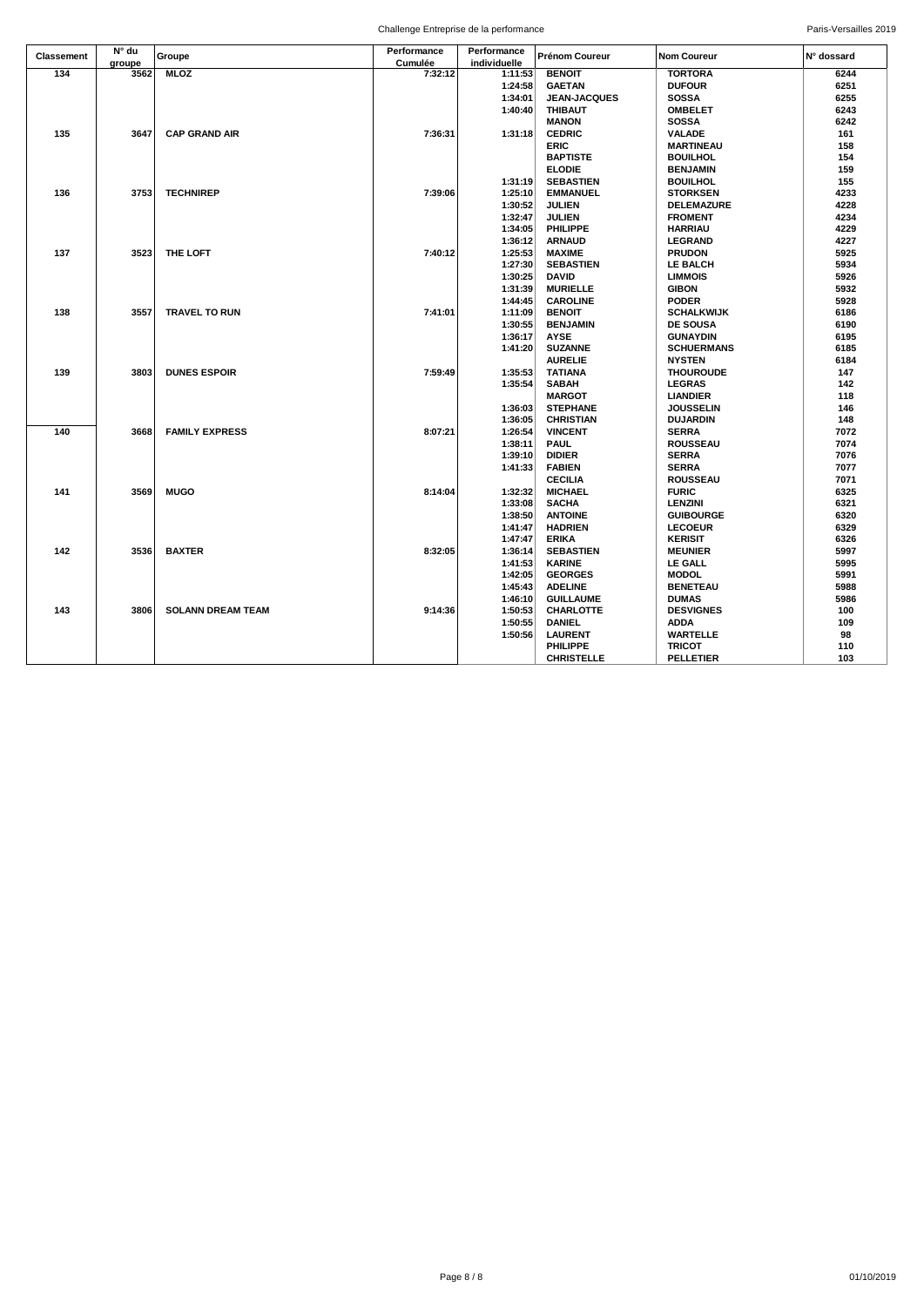| Classement | N° du groupe | Groupe | Performance Cumulée | Performance individuelle | Prénom Coureur | Nom Coureur | N° dossard |
|---|---|---|---|---|---|---|---|
| 134 | 3562 | MLOZ | 7:32:12 | 1:11:53 | BENOIT | TORTORA | 6244 |
| | | | | 1:24:58 | GAETAN | DUFOUR | 6251 |
| | | | | 1:34:01 | JEAN-JACQUES | SOSSA | 6255 |
| | | | | 1:40:40 | THIBAUT | OMBELET | 6243 |
| | | | | | MANON | SOSSA | 6242 |
| 135 | 3647 | CAP GRAND AIR | 7:36:31 | 1:31:18 | CEDRIC | VALADE | 161 |
| | | | | | ERIC | MARTINEAU | 158 |
| | | | | | BAPTISTE | BOUILHOL | 154 |
| | | | | | ELODIE | BENJAMIN | 159 |
| | | | | 1:31:19 | SEBASTIEN | BOUILHOL | 155 |
| 136 | 3753 | TECHNIREP | 7:39:06 | 1:25:10 | EMMANUEL | STORKSEN | 4233 |
| | | | | 1:30:52 | JULIEN | DELEMAZURE | 4228 |
| | | | | 1:32:47 | JULIEN | FROMENT | 4234 |
| | | | | 1:34:05 | PHILIPPE | HARRIAU | 4229 |
| | | | | 1:36:12 | ARNAUD | LEGRAND | 4227 |
| 137 | 3523 | THE LOFT | 7:40:12 | 1:25:53 | MAXIME | PRUDON | 5925 |
| | | | | 1:27:30 | SEBASTIEN | LE BALCH | 5934 |
| | | | | 1:30:25 | DAVID | LIMMOIS | 5926 |
| | | | | 1:31:39 | MURIELLE | GIBON | 5932 |
| | | | | 1:44:45 | CAROLINE | PODER | 5928 |
| 138 | 3557 | TRAVEL TO RUN | 7:41:01 | 1:11:09 | BENOIT | SCHALKWIJK | 6186 |
| | | | | 1:30:55 | BENJAMIN | DE SOUSA | 6190 |
| | | | | 1:36:17 | AYSE | GUNAYDIN | 6195 |
| | | | | 1:41:20 | SUZANNE | SCHUERMANS | 6185 |
| | | | | | AURELIE | NYSTEN | 6184 |
| 139 | 3803 | DUNES ESPOIR | 7:59:49 | 1:35:53 | TATIANA | THOUROUDE | 147 |
| | | | | 1:35:54 | SABAH | LEGRAS | 142 |
| | | | | | MARGOT | LIANDIER | 118 |
| | | | | 1:36:03 | STEPHANE | JOUSSELIN | 146 |
| | | | | 1:36:05 | CHRISTIAN | DUJARDIN | 148 |
| 140 | 3668 | FAMILY EXPRESS | 8:07:21 | 1:26:54 | VINCENT | SERRA | 7072 |
| | | | | 1:38:11 | PAUL | ROUSSEAU | 7074 |
| | | | | 1:39:10 | DIDIER | SERRA | 7076 |
| | | | | 1:41:33 | FABIEN | SERRA | 7077 |
| | | | | | CECILIA | ROUSSEAU | 7071 |
| 141 | 3569 | MUGO | 8:14:04 | 1:32:32 | MICHAEL | FURIC | 6325 |
| | | | | 1:33:08 | SACHA | LENZINI | 6321 |
| | | | | 1:38:50 | ANTOINE | GUIBOURGE | 6320 |
| | | | | 1:41:47 | HADRIEN | LECOEUR | 6329 |
| | | | | 1:47:47 | ERIKA | KERISIT | 6326 |
| 142 | 3536 | BAXTER | 8:32:05 | 1:36:14 | SEBASTIEN | MEUNIER | 5997 |
| | | | | 1:41:53 | KARINE | LE GALL | 5995 |
| | | | | 1:42:05 | GEORGES | MODOL | 5991 |
| | | | | 1:45:43 | ADELINE | BENETEAU | 5988 |
| | | | | 1:46:10 | GUILLAUME | DUMAS | 5986 |
| 143 | 3806 | SOLANN DREAM TEAM | 9:14:36 | 1:50:53 | CHARLOTTE | DESVIGNES | 100 |
| | | | | 1:50:55 | DANIEL | ADDA | 109 |
| | | | | 1:50:56 | LAURENT | WARTELLE | 98 |
| | | | | | PHILIPPE | TRICOT | 110 |
| | | | | | CHRISTELLE | PELLETIER | 103 |